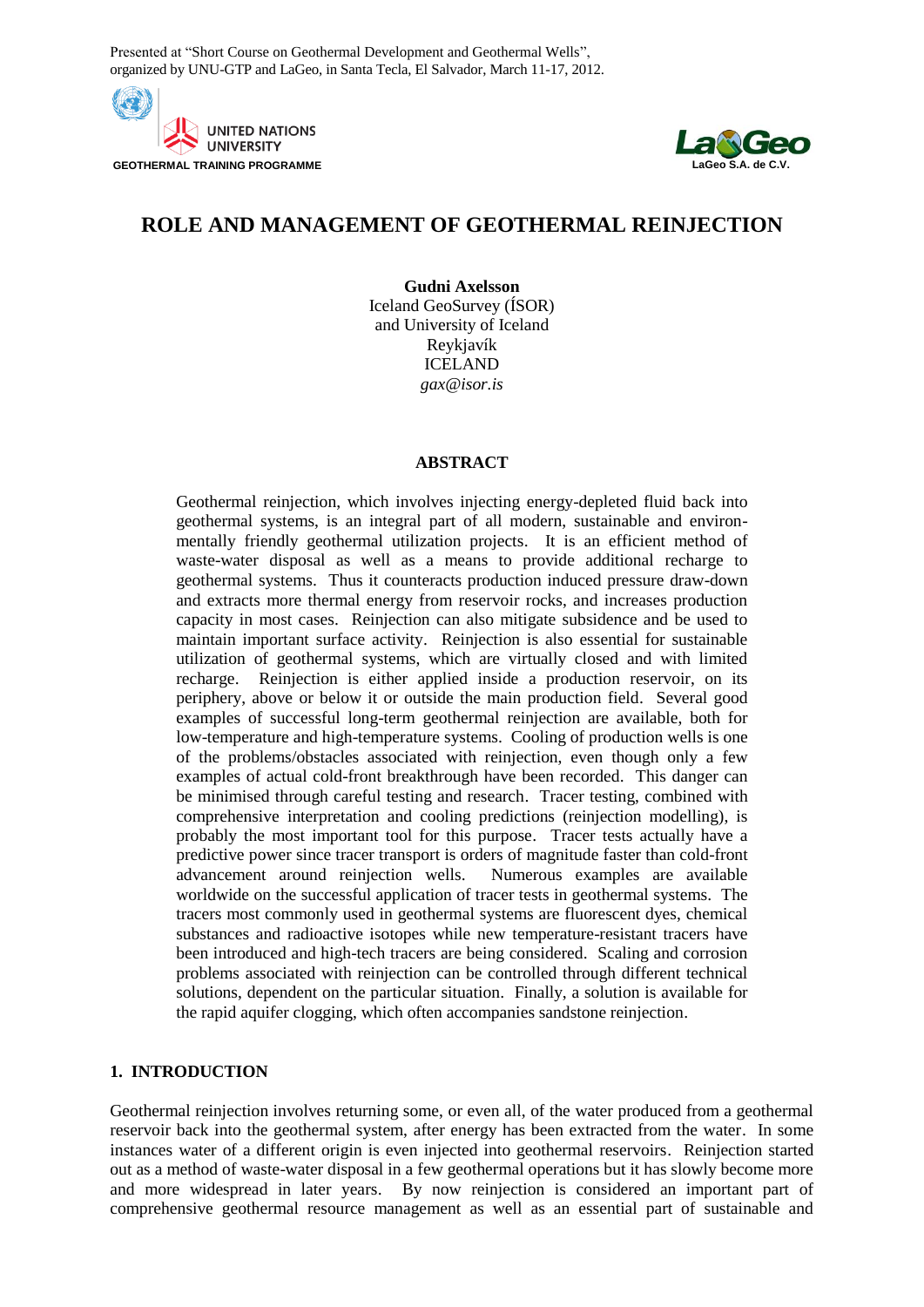Presented at "Short Course on Geothermal Development and Geothermal Wells", organized by UNU-GTP and LaGeo, in Santa Tecla, El Salvador, March 11-17, 2012.

UNITED NATIONS UNIVERSITY
GEOTHERMAL TRAINING PROGRAMME

LaGeo S.A. de C.V.

# ROLE AND MANAGEMENT OF GEOTHERMAL REINJECTION

**Gudni Axelsson**
Iceland GeoSurvey (ÍSOR)
and University of Iceland
Reykjavík
ICELAND
*gax@isor.is*

## ABSTRACT

Geothermal reinjection, which involves injecting energy-depleted fluid back into geothermal systems, is an integral part of all modern, sustainable and environmentally friendly geothermal utilization projects. It is an efficient method of waste-water disposal as well as a means to provide additional recharge to geothermal systems. Thus it counteracts production induced pressure draw-down and extracts more thermal energy from reservoir rocks, and increases production capacity in most cases. Reinjection can also mitigate subsidence and be used to maintain important surface activity. Reinjection is also essential for sustainable utilization of geothermal systems, which are virtually closed and with limited recharge. Reinjection is either applied inside a production reservoir, on its periphery, above or below it or outside the main production field. Several good examples of successful long-term geothermal reinjection are available, both for low-temperature and high-temperature systems. Cooling of production wells is one of the problems/obstacles associated with reinjection, even though only a few examples of actual cold-front breakthrough have been recorded. This danger can be minimised through careful testing and research. Tracer testing, combined with comprehensive interpretation and cooling predictions (reinjection modelling), is probably the most important tool for this purpose. Tracer tests actually have a predictive power since tracer transport is orders of magnitude faster than cold-front advancement around reinjection wells. Numerous examples are available worldwide on the successful application of tracer tests in geothermal systems. The tracers most commonly used in geothermal systems are fluorescent dyes, chemical substances and radioactive isotopes while new temperature-resistant tracers have been introduced and high-tech tracers are being considered. Scaling and corrosion problems associated with reinjection can be controlled through different technical solutions, dependent on the particular situation. Finally, a solution is available for the rapid aquifer clogging, which often accompanies sandstone reinjection.

## 1. INTRODUCTION

Geothermal reinjection involves returning some, or even all, of the water produced from a geothermal reservoir back into the geothermal system, after energy has been extracted from the water. In some instances water of a different origin is even injected into geothermal reservoirs. Reinjection started out as a method of waste-water disposal in a few geothermal operations but it has slowly become more and more widespread in later years. By now reinjection is considered an important part of comprehensive geothermal resource management as well as an essential part of sustainable and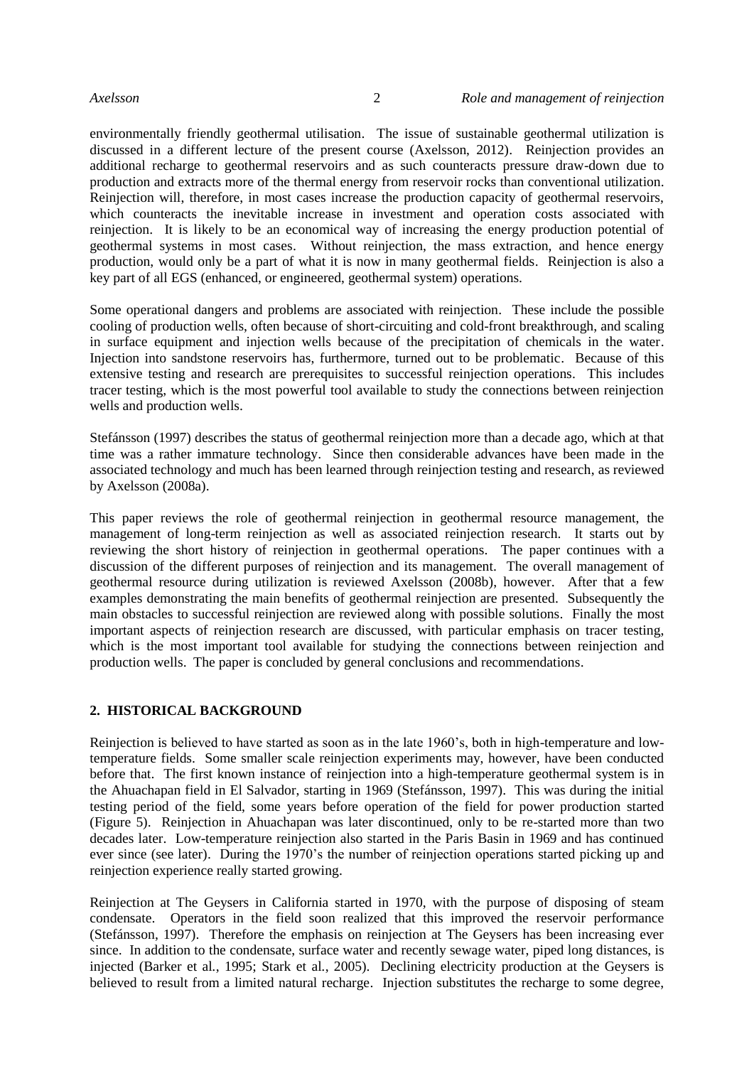environmentally friendly geothermal utilisation. The issue of sustainable geothermal utilization is discussed in a different lecture of the present course (Axelsson, 2012). Reinjection provides an additional recharge to geothermal reservoirs and as such counteracts pressure draw-down due to production and extracts more of the thermal energy from reservoir rocks than conventional utilization. Reinjection will, therefore, in most cases increase the production capacity of geothermal reservoirs, which counteracts the inevitable increase in investment and operation costs associated with reinjection. It is likely to be an economical way of increasing the energy production potential of geothermal systems in most cases. Without reinjection, the mass extraction, and hence energy production, would only be a part of what it is now in many geothermal fields. Reinjection is also a key part of all EGS (enhanced, or engineered, geothermal system) operations.

Some operational dangers and problems are associated with reinjection. These include the possible cooling of production wells, often because of short-circuiting and cold-front breakthrough, and scaling in surface equipment and injection wells because of the precipitation of chemicals in the water. Injection into sandstone reservoirs has, furthermore, turned out to be problematic. Because of this extensive testing and research are prerequisites to successful reinjection operations. This includes tracer testing, which is the most powerful tool available to study the connections between reinjection wells and production wells.

Stefánsson (1997) describes the status of geothermal reinjection more than a decade ago, which at that time was a rather immature technology. Since then considerable advances have been made in the associated technology and much has been learned through reinjection testing and research, as reviewed by Axelsson (2008a).

This paper reviews the role of geothermal reinjection in geothermal resource management, the management of long-term reinjection as well as associated reinjection research. It starts out by reviewing the short history of reinjection in geothermal operations. The paper continues with a discussion of the different purposes of reinjection and its management. The overall management of geothermal resource during utilization is reviewed Axelsson (2008b), however. After that a few examples demonstrating the main benefits of geothermal reinjection are presented. Subsequently the main obstacles to successful reinjection are reviewed along with possible solutions. Finally the most important aspects of reinjection research are discussed, with particular emphasis on tracer testing, which is the most important tool available for studying the connections between reinjection and production wells. The paper is concluded by general conclusions and recommendations.

## 2. HISTORICAL BACKGROUND

Reinjection is believed to have started as soon as in the late 1960's, both in high-temperature and low-temperature fields. Some smaller scale reinjection experiments may, however, have been conducted before that. The first known instance of reinjection into a high-temperature geothermal system is in the Ahuachapan field in El Salvador, starting in 1969 (Stefánsson, 1997). This was during the initial testing period of the field, some years before operation of the field for power production started (Figure 5). Reinjection in Ahuachapan was later discontinued, only to be re-started more than two decades later. Low-temperature reinjection also started in the Paris Basin in 1969 and has continued ever since (see later). During the 1970's the number of reinjection operations started picking up and reinjection experience really started growing.

Reinjection at The Geysers in California started in 1970, with the purpose of disposing of steam condensate. Operators in the field soon realized that this improved the reservoir performance (Stefánsson, 1997). Therefore the emphasis on reinjection at The Geysers has been increasing ever since. In addition to the condensate, surface water and recently sewage water, piped long distances, is injected (Barker et al., 1995; Stark et al., 2005). Declining electricity production at the Geysers is believed to result from a limited natural recharge. Injection substitutes the recharge to some degree,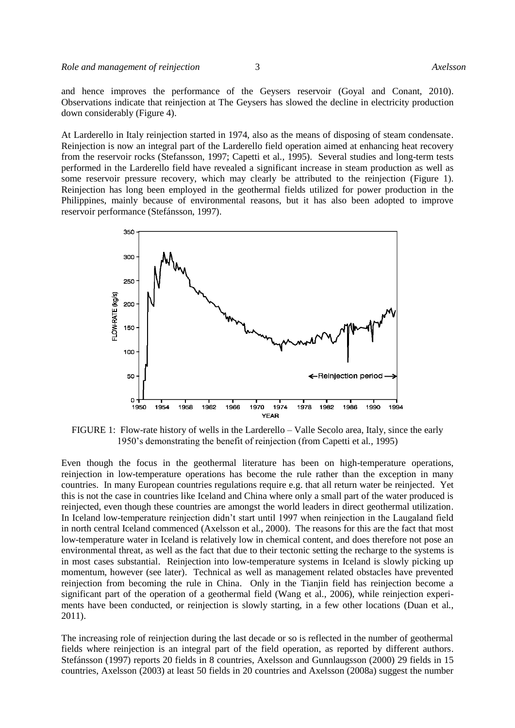and hence improves the performance of the Geysers reservoir (Goyal and Conant, 2010). Observations indicate that reinjection at The Geysers has slowed the decline in electricity production down considerably (Figure 4).

At Larderello in Italy reinjection started in 1974, also as the means of disposing of steam condensate. Reinjection is now an integral part of the Larderello field operation aimed at enhancing heat recovery from the reservoir rocks (Stefansson, 1997; Capetti et al., 1995). Several studies and long-term tests performed in the Larderello field have revealed a significant increase in steam production as well as some reservoir pressure recovery, which may clearly be attributed to the reinjection (Figure 1). Reinjection has long been employed in the geothermal fields utilized for power production in the Philippines, mainly because of environmental reasons, but it has also been adopted to improve reservoir performance (Stefánsson, 1997).

FIGURE 1: Flow-rate history of wells in the Larderello – Valle Secolo area, Italy, since the early 1950's demonstrating the benefit of reinjection (from Capetti et al., 1995)

Even though the focus in the geothermal literature has been on high-temperature operations, reinjection in low-temperature operations has become the rule rather than the exception in many countries. In many European countries regulations require e.g. that all return water be reinjected. Yet this is not the case in countries like Iceland and China where only a small part of the water produced is reinjected, even though these countries are amongst the world leaders in direct geothermal utilization. In Iceland low-temperature reinjection didn't start until 1997 when reinjection in the Laugaland field in north central Iceland commenced (Axelsson et al., 2000). The reasons for this are the fact that most low-temperature water in Iceland is relatively low in chemical content, and does therefore not pose an environmental threat, as well as the fact that due to their tectonic setting the recharge to the systems is in most cases substantial. Reinjection into low-temperature systems in Iceland is slowly picking up momentum, however (see later). Technical as well as management related obstacles have prevented reinjection from becoming the rule in China. Only in the Tianjin field has reinjection become a significant part of the operation of a geothermal field (Wang et al., 2006), while reinjection experiments have been conducted, or reinjection is slowly starting, in a few other locations (Duan et al., 2011).

The increasing role of reinjection during the last decade or so is reflected in the number of geothermal fields where reinjection is an integral part of the field operation, as reported by different authors. Stefánsson (1997) reports 20 fields in 8 countries, Axelsson and Gunnlaugsson (2000) 29 fields in 15 countries, Axelsson (2003) at least 50 fields in 20 countries and Axelsson (2008a) suggest the number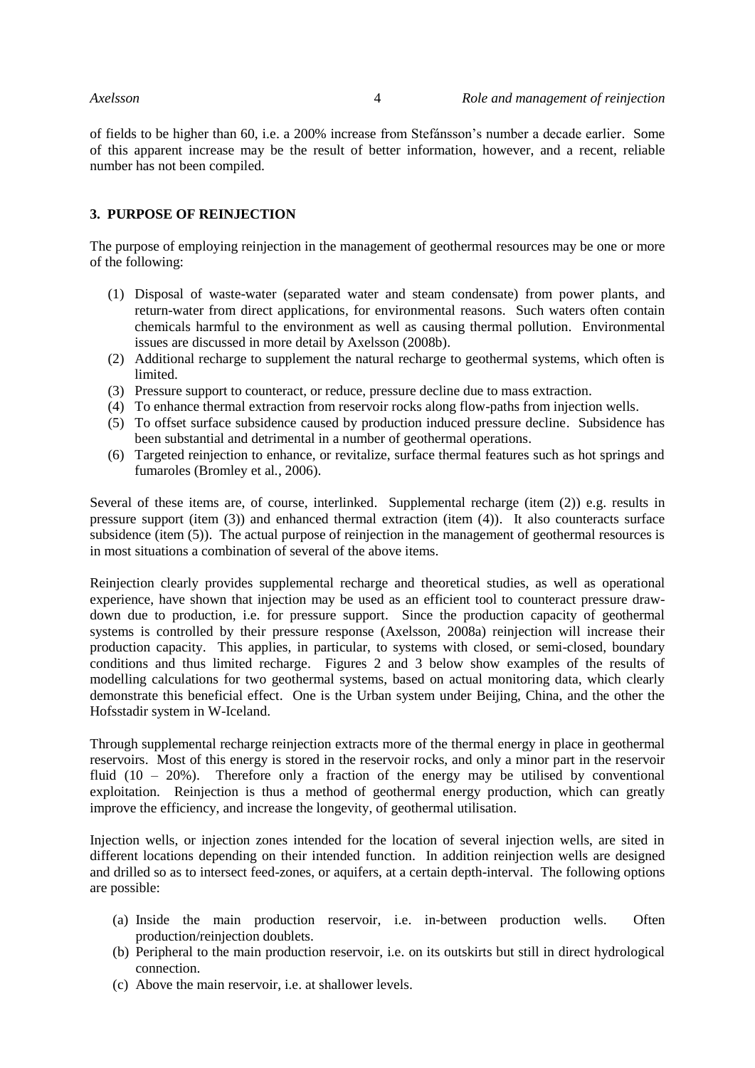of fields to be higher than 60, i.e. a 200% increase from Stefánsson's number a decade earlier. Some of this apparent increase may be the result of better information, however, and a recent, reliable number has not been compiled.

## 3. PURPOSE OF REINJECTION

The purpose of employing reinjection in the management of geothermal resources may be one or more of the following:

(1) Disposal of waste-water (separated water and steam condensate) from power plants, and return-water from direct applications, for environmental reasons. Such waters often contain chemicals harmful to the environment as well as causing thermal pollution. Environmental issues are discussed in more detail by Axelsson (2008b).
(2) Additional recharge to supplement the natural recharge to geothermal systems, which often is limited.
(3) Pressure support to counteract, or reduce, pressure decline due to mass extraction.
(4) To enhance thermal extraction from reservoir rocks along flow-paths from injection wells.
(5) To offset surface subsidence caused by production induced pressure decline. Subsidence has been substantial and detrimental in a number of geothermal operations.
(6) Targeted reinjection to enhance, or revitalize, surface thermal features such as hot springs and fumaroles (Bromley et al., 2006).

Several of these items are, of course, interlinked. Supplemental recharge (item (2)) e.g. results in pressure support (item (3)) and enhanced thermal extraction (item (4)). It also counteracts surface subsidence (item (5)). The actual purpose of reinjection in the management of geothermal resources is in most situations a combination of several of the above items.

Reinjection clearly provides supplemental recharge and theoretical studies, as well as operational experience, have shown that injection may be used as an efficient tool to counteract pressure draw-down due to production, i.e. for pressure support. Since the production capacity of geothermal systems is controlled by their pressure response (Axelsson, 2008a) reinjection will increase their production capacity. This applies, in particular, to systems with closed, or semi-closed, boundary conditions and thus limited recharge. Figures 2 and 3 below show examples of the results of modelling calculations for two geothermal systems, based on actual monitoring data, which clearly demonstrate this beneficial effect. One is the Urban system under Beijing, China, and the other the Hofsstadir system in W-Iceland.

Through supplemental recharge reinjection extracts more of the thermal energy in place in geothermal reservoirs. Most of this energy is stored in the reservoir rocks, and only a minor part in the reservoir fluid (10 – 20%). Therefore only a fraction of the energy may be utilised by conventional exploitation. Reinjection is thus a method of geothermal energy production, which can greatly improve the efficiency, and increase the longevity, of geothermal utilisation.

Injection wells, or injection zones intended for the location of several injection wells, are sited in different locations depending on their intended function. In addition reinjection wells are designed and drilled so as to intersect feed-zones, or aquifers, at a certain depth-interval. The following options are possible:

(a) Inside the main production reservoir, i.e. in-between production wells. Often production/reinjection doublets.
(b) Peripheral to the main production reservoir, i.e. on its outskirts but still in direct hydrological connection.
(c) Above the main reservoir, i.e. at shallower levels.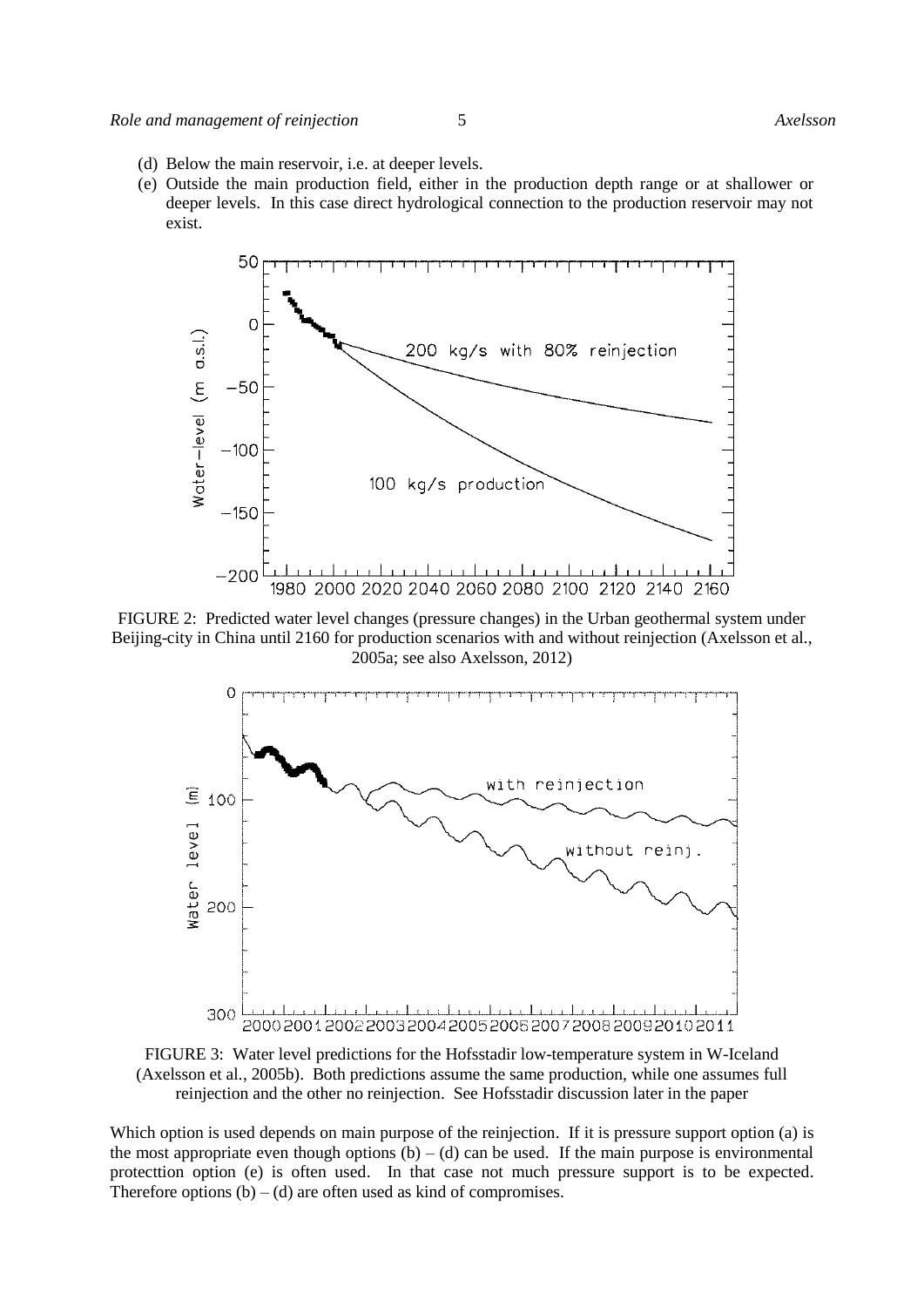(d) Below the main reservoir, i.e. at deeper levels.

(e) Outside the main production field, either in the production depth range or at shallower or deeper levels. In this case direct hydrological connection to the production reservoir may not exist.

FIGURE 2: Predicted water level changes (pressure changes) in the Urban geothermal system under Beijing-city in China until 2160 for production scenarios with and without reinjection (Axelsson et al., 2005a; see also Axelsson, 2012)

FIGURE 3: Water level predictions for the Hofsstadir low-temperature system in W-Iceland (Axelsson et al., 2005b). Both predictions assume the same production, while one assumes full reinjection and the other no reinjection. See Hofsstadir discussion later in the paper

Which option is used depends on main purpose of the reinjection. If it is pressure support option (a) is the most appropriate even though options (b) – (d) can be used. If the main purpose is environmental protecttion option (e) is often used. In that case not much pressure support is to be expected. Therefore options (b) – (d) are often used as kind of compromises.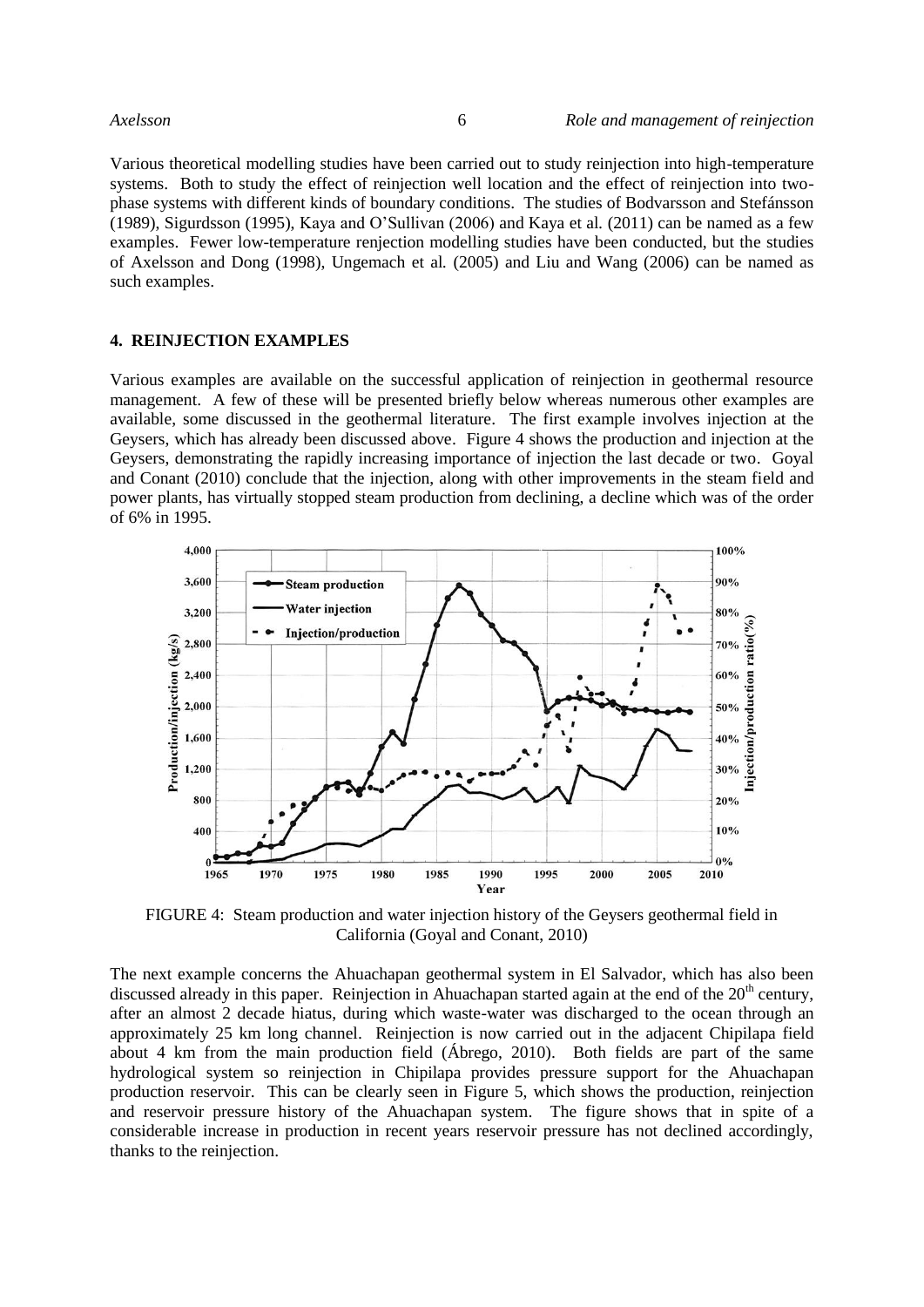Various theoretical modelling studies have been carried out to study reinjection into high-temperature systems. Both to study the effect of reinjection well location and the effect of reinjection into two-phase systems with different kinds of boundary conditions. The studies of Bodvarsson and Stefánsson (1989), Sigurdsson (1995), Kaya and O'Sullivan (2006) and Kaya et al. (2011) can be named as a few examples. Fewer low-temperature renjection modelling studies have been conducted, but the studies of Axelsson and Dong (1998), Ungemach et al. (2005) and Liu and Wang (2006) can be named as such examples.

## 4. REINJECTION EXAMPLES

Various examples are available on the successful application of reinjection in geothermal resource management. A few of these will be presented briefly below whereas numerous other examples are available, some discussed in the geothermal literature. The first example involves injection at the Geysers, which has already been discussed above. Figure 4 shows the production and injection at the Geysers, demonstrating the rapidly increasing importance of injection the last decade or two. Goyal and Conant (2010) conclude that the injection, along with other improvements in the steam field and power plants, has virtually stopped steam production from declining, a decline which was of the order of 6% in 1995.

FIGURE 4: Steam production and water injection history of the Geysers geothermal field in California (Goyal and Conant, 2010)

The next example concerns the Ahuachapan geothermal system in El Salvador, which has also been discussed already in this paper. Reinjection in Ahuachapan started again at the end of the 20th century, after an almost 2 decade hiatus, during which waste-water was discharged to the ocean through an approximately 25 km long channel. Reinjection is now carried out in the adjacent Chipilapa field about 4 km from the main production field (Ábrego, 2010). Both fields are part of the same hydrological system so reinjection in Chipilapa provides pressure support for the Ahuachapan production reservoir. This can be clearly seen in Figure 5, which shows the production, reinjection and reservoir pressure history of the Ahuachapan system. The figure shows that in spite of a considerable increase in production in recent years reservoir pressure has not declined accordingly, thanks to the reinjection.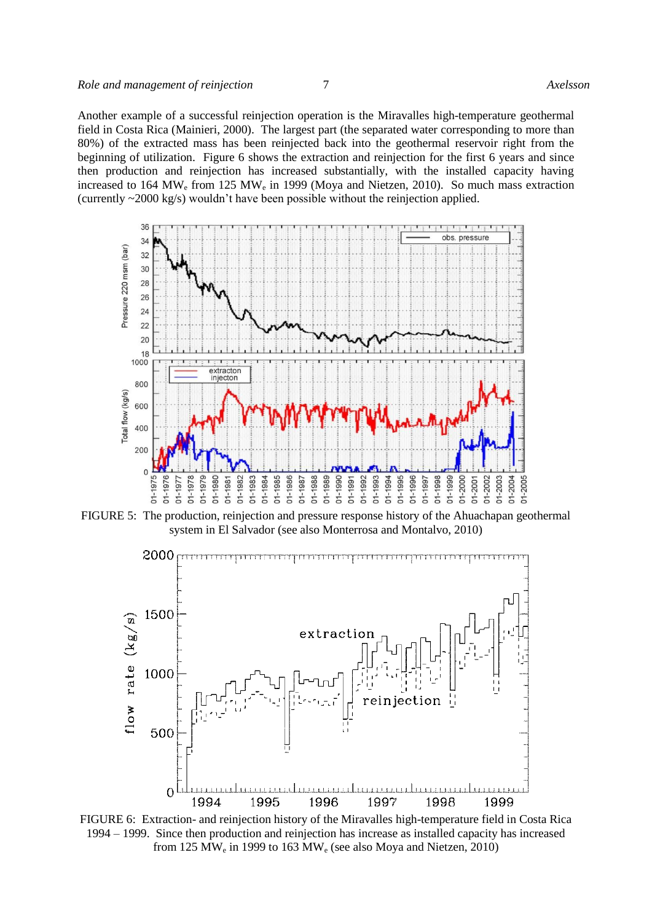Another example of a successful reinjection operation is the Miravalles high-temperature geothermal field in Costa Rica (Mainieri, 2000). The largest part (the separated water corresponding to more than 80%) of the extracted mass has been reinjected back into the geothermal reservoir right from the beginning of utilization. Figure 6 shows the extraction and reinjection for the first 6 years and since then production and reinjection has increased substantially, with the installed capacity having increased to 164 $MW_e$ from 125 $MW_e$ in 1999 (Moya and Nietzen, 2010). So much mass extraction (currently ~2000 kg/s) wouldn't have been possible without the reinjection applied.

FIGURE 5: The production, reinjection and pressure response history of the Ahuachapan geothermal system in El Salvador (see also Monterrosa and Montalvo, 2010)

FIGURE 6: Extraction- and reinjection history of the Miravalles high-temperature field in Costa Rica 1994 – 1999. Since then production and reinjection has increase as installed capacity has increased from 125 $MW_e$ in 1999 to 163 $MW_e$ (see also Moya and Nietzen, 2010)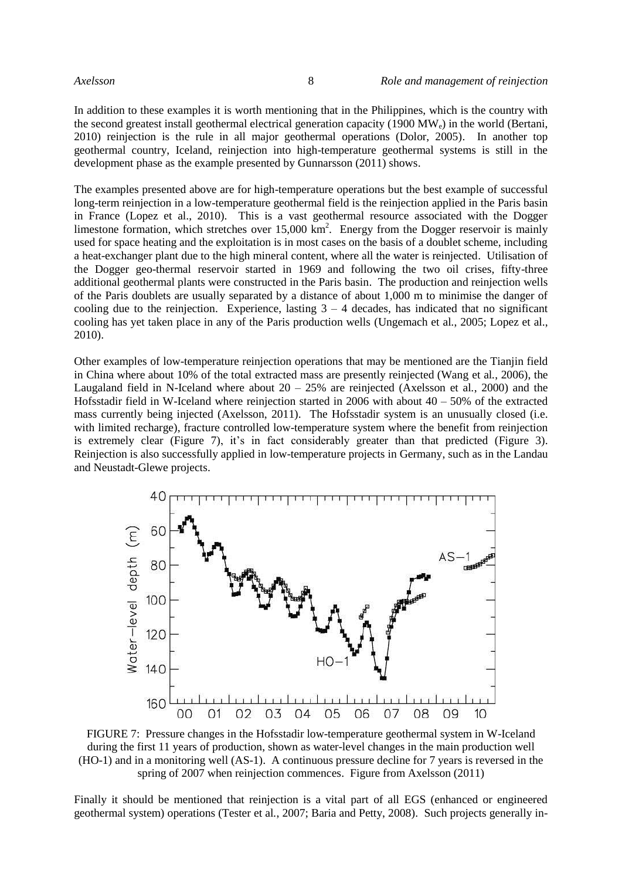In addition to these examples it is worth mentioning that in the Philippines, which is the country with the second greatest install geothermal electrical generation capacity (1900 $MW_e$) in the world (Bertani, 2010) reinjection is the rule in all major geothermal operations (Dolor, 2005). In another top geothermal country, Iceland, reinjection into high-temperature geothermal systems is still in the development phase as the example presented by Gunnarsson (2011) shows.

The examples presented above are for high-temperature operations but the best example of successful long-term reinjection in a low-temperature geothermal field is the reinjection applied in the Paris basin in France (Lopez et al., 2010). This is a vast geothermal resource associated with the Dogger limestone formation, which stretches over 15,000 $km^2$. Energy from the Dogger reservoir is mainly used for space heating and the exploitation is in most cases on the basis of a doublet scheme, including a heat-exchanger plant due to the high mineral content, where all the water is reinjected. Utilisation of the Dogger geo-thermal reservoir started in 1969 and following the two oil crises, fifty-three additional geothermal plants were constructed in the Paris basin. The production and reinjection wells of the Paris doublets are usually separated by a distance of about 1,000 m to minimise the danger of cooling due to the reinjection. Experience, lasting 3 – 4 decades, has indicated that no significant cooling has yet taken place in any of the Paris production wells (Ungemach et al., 2005; Lopez et al., 2010).

Other examples of low-temperature reinjection operations that may be mentioned are the Tianjin field in China where about 10% of the total extracted mass are presently reinjected (Wang et al., 2006), the Laugaland field in N-Iceland where about 20 – 25% are reinjected (Axelsson et al., 2000) and the Hofsstadir field in W-Iceland where reinjection started in 2006 with about 40 – 50% of the extracted mass currently being injected (Axelsson, 2011). The Hofsstadir system is an unusually closed (i.e. with limited recharge), fracture controlled low-temperature system where the benefit from reinjection is extremely clear (Figure 7), it's in fact considerably greater than that predicted (Figure 3). Reinjection is also successfully applied in low-temperature projects in Germany, such as in the Landau and Neustadt-Glewe projects.

FIGURE 7: Pressure changes in the Hofsstadir low-temperature geothermal system in W-Iceland during the first 11 years of production, shown as water-level changes in the main production well (HO-1) and in a monitoring well (AS-1). A continuous pressure decline for 7 years is reversed in the spring of 2007 when reinjection commences. Figure from Axelsson (2011)

Finally it should be mentioned that reinjection is a vital part of all EGS (enhanced or engineered geothermal system) operations (Tester et al., 2007; Baria and Petty, 2008). Such projects generally in-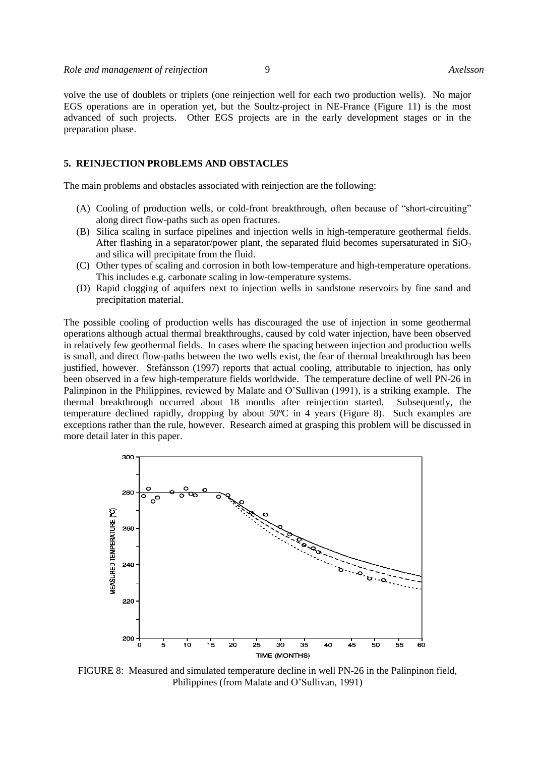volve the use of doublets or triplets (one reinjection well for each two production wells). No major EGS operations are in operation yet, but the Soultz-project in NE-France (Figure 11) is the most advanced of such projects. Other EGS projects are in the early development stages or in the preparation phase.

## 5. REINJECTION PROBLEMS AND OBSTACLES

The main problems and obstacles associated with reinjection are the following:

(A) Cooling of production wells, or cold-front breakthrough, often because of "short-circuiting" along direct flow-paths such as open fractures.

(B) Silica scaling in surface pipelines and injection wells in high-temperature geothermal fields. After flashing in a separator/power plant, the separated fluid becomes supersaturated in $SiO_2$ and silica will precipitate from the fluid.

(C) Other types of scaling and corrosion in both low-temperature and high-temperature operations. This includes e.g. carbonate scaling in low-temperature systems.

(D) Rapid clogging of aquifers next to injection wells in sandstone reservoirs by fine sand and precipitation material.

The possible cooling of production wells has discouraged the use of injection in some geothermal operations although actual thermal breakthroughs, caused by cold water injection, have been observed in relatively few geothermal fields. In cases where the spacing between injection and production wells is small, and direct flow-paths between the two wells exist, the fear of thermal breakthrough has been justified, however. Stefánsson (1997) reports that actual cooling, attributable to injection, has only been observed in a few high-temperature fields worldwide. The temperature decline of well PN-26 in Palinpinon in the Philippines, reviewed by Malate and O'Sullivan (1991), is a striking example. The thermal breakthrough occurred about 18 months after reinjection started. Subsequently, the temperature declined rapidly, dropping by about 50ºC in 4 years (Figure 8). Such examples are exceptions rather than the rule, however. Research aimed at grasping this problem will be discussed in more detail later in this paper.

FIGURE 8: Measured and simulated temperature decline in well PN-26 in the Palinpinon field, Philippines (from Malate and O'Sullivan, 1991)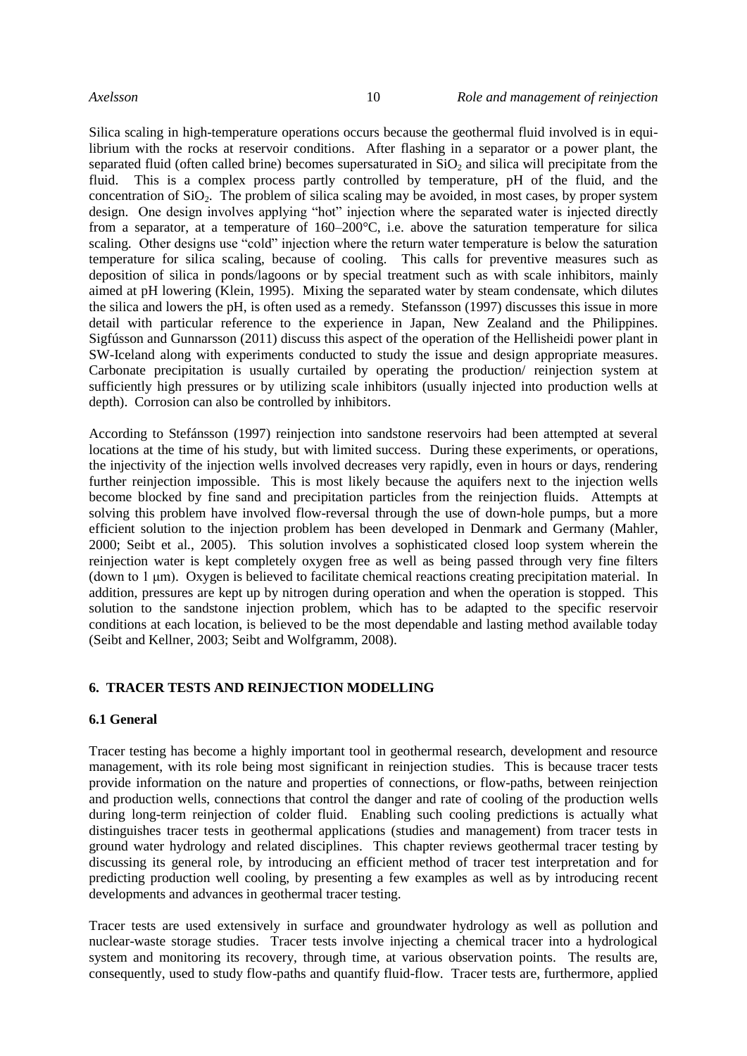Silica scaling in high-temperature operations occurs because the geothermal fluid involved is in equilibrium with the rocks at reservoir conditions. After flashing in a separator or a power plant, the separated fluid (often called brine) becomes supersaturated in $SiO_2$ and silica will precipitate from the fluid. This is a complex process partly controlled by temperature, pH of the fluid, and the concentration of $SiO_2$. The problem of silica scaling may be avoided, in most cases, by proper system design. One design involves applying "hot" injection where the separated water is injected directly from a separator, at a temperature of 160–200°C, i.e. above the saturation temperature for silica scaling. Other designs use "cold" injection where the return water temperature is below the saturation temperature for silica scaling, because of cooling. This calls for preventive measures such as deposition of silica in ponds/lagoons or by special treatment such as with scale inhibitors, mainly aimed at pH lowering (Klein, 1995). Mixing the separated water by steam condensate, which dilutes the silica and lowers the pH, is often used as a remedy. Stefansson (1997) discusses this issue in more detail with particular reference to the experience in Japan, New Zealand and the Philippines. Sigfússon and Gunnarsson (2011) discuss this aspect of the operation of the Hellisheidi power plant in SW-Iceland along with experiments conducted to study the issue and design appropriate measures. Carbonate precipitation is usually curtailed by operating the production/ reinjection system at sufficiently high pressures or by utilizing scale inhibitors (usually injected into production wells at depth). Corrosion can also be controlled by inhibitors.

According to Stefánsson (1997) reinjection into sandstone reservoirs had been attempted at several locations at the time of his study, but with limited success. During these experiments, or operations, the injectivity of the injection wells involved decreases very rapidly, even in hours or days, rendering further reinjection impossible. This is most likely because the aquifers next to the injection wells become blocked by fine sand and precipitation particles from the reinjection fluids. Attempts at solving this problem have involved flow-reversal through the use of down-hole pumps, but a more efficient solution to the injection problem has been developed in Denmark and Germany (Mahler, 2000; Seibt et al., 2005). This solution involves a sophisticated closed loop system wherein the reinjection water is kept completely oxygen free as well as being passed through very fine filters (down to 1 μm). Oxygen is believed to facilitate chemical reactions creating precipitation material. In addition, pressures are kept up by nitrogen during operation and when the operation is stopped. This solution to the sandstone injection problem, which has to be adapted to the specific reservoir conditions at each location, is believed to be the most dependable and lasting method available today (Seibt and Kellner, 2003; Seibt and Wolfgramm, 2008).

## 6. TRACER TESTS AND REINJECTION MODELLING

### 6.1 General

Tracer testing has become a highly important tool in geothermal research, development and resource management, with its role being most significant in reinjection studies. This is because tracer tests provide information on the nature and properties of connections, or flow-paths, between reinjection and production wells, connections that control the danger and rate of cooling of the production wells during long-term reinjection of colder fluid. Enabling such cooling predictions is actually what distinguishes tracer tests in geothermal applications (studies and management) from tracer tests in ground water hydrology and related disciplines. This chapter reviews geothermal tracer testing by discussing its general role, by introducing an efficient method of tracer test interpretation and for predicting production well cooling, by presenting a few examples as well as by introducing recent developments and advances in geothermal tracer testing.

Tracer tests are used extensively in surface and groundwater hydrology as well as pollution and nuclear-waste storage studies. Tracer tests involve injecting a chemical tracer into a hydrological system and monitoring its recovery, through time, at various observation points. The results are, consequently, used to study flow-paths and quantify fluid-flow. Tracer tests are, furthermore, applied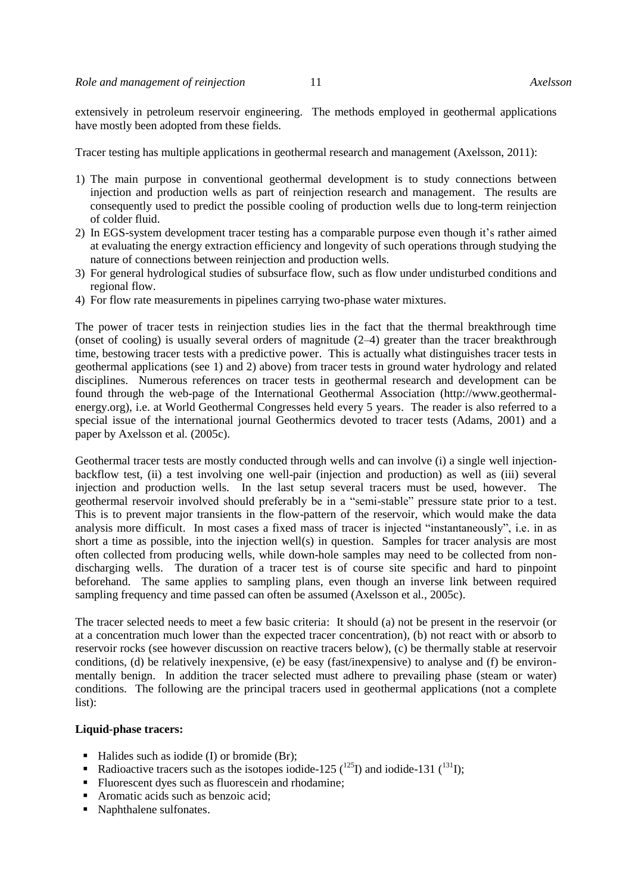extensively in petroleum reservoir engineering. The methods employed in geothermal applications have mostly been adopted from these fields.

Tracer testing has multiple applications in geothermal research and management (Axelsson, 2011):

1) The main purpose in conventional geothermal development is to study connections between injection and production wells as part of reinjection research and management. The results are consequently used to predict the possible cooling of production wells due to long-term reinjection of colder fluid.
2) In EGS-system development tracer testing has a comparable purpose even though it's rather aimed at evaluating the energy extraction efficiency and longevity of such operations through studying the nature of connections between reinjection and production wells.
3) For general hydrological studies of subsurface flow, such as flow under undisturbed conditions and regional flow.
4) For flow rate measurements in pipelines carrying two-phase water mixtures.

The power of tracer tests in reinjection studies lies in the fact that the thermal breakthrough time (onset of cooling) is usually several orders of magnitude (2–4) greater than the tracer breakthrough time, bestowing tracer tests with a predictive power. This is actually what distinguishes tracer tests in geothermal applications (see 1) and 2) above) from tracer tests in ground water hydrology and related disciplines. Numerous references on tracer tests in geothermal research and development can be found through the web-page of the International Geothermal Association (http://www.geothermal-energy.org), i.e. at World Geothermal Congresses held every 5 years. The reader is also referred to a special issue of the international journal Geothermics devoted to tracer tests (Adams, 2001) and a paper by Axelsson et al. (2005c).

Geothermal tracer tests are mostly conducted through wells and can involve (i) a single well injection-backflow test, (ii) a test involving one well-pair (injection and production) as well as (iii) several injection and production wells. In the last setup several tracers must be used, however. The geothermal reservoir involved should preferably be in a "semi-stable" pressure state prior to a test. This is to prevent major transients in the flow-pattern of the reservoir, which would make the data analysis more difficult. In most cases a fixed mass of tracer is injected "instantaneously", i.e. in as short a time as possible, into the injection well(s) in question. Samples for tracer analysis are most often collected from producing wells, while down-hole samples may need to be collected from non-discharging wells. The duration of a tracer test is of course site specific and hard to pinpoint beforehand. The same applies to sampling plans, even though an inverse link between required sampling frequency and time passed can often be assumed (Axelsson et al., 2005c).

The tracer selected needs to meet a few basic criteria: It should (a) not be present in the reservoir (or at a concentration much lower than the expected tracer concentration), (b) not react with or absorb to reservoir rocks (see however discussion on reactive tracers below), (c) be thermally stable at reservoir conditions, (d) be relatively inexpensive, (e) be easy (fast/inexpensive) to analyse and (f) be environmentally benign. In addition the tracer selected must adhere to prevailing phase (steam or water) conditions. The following are the principal tracers used in geothermal applications (not a complete list):

**Liquid-phase tracers:**

- Halides such as iodide (I) or bromide (Br);
- Radioactive tracers such as the isotopes iodide-125 ($^{125}I$) and iodide-131 ($^{131}I$);
- Fluorescent dyes such as fluorescein and rhodamine;
- Aromatic acids such as benzoic acid;
- Naphthalene sulfonates.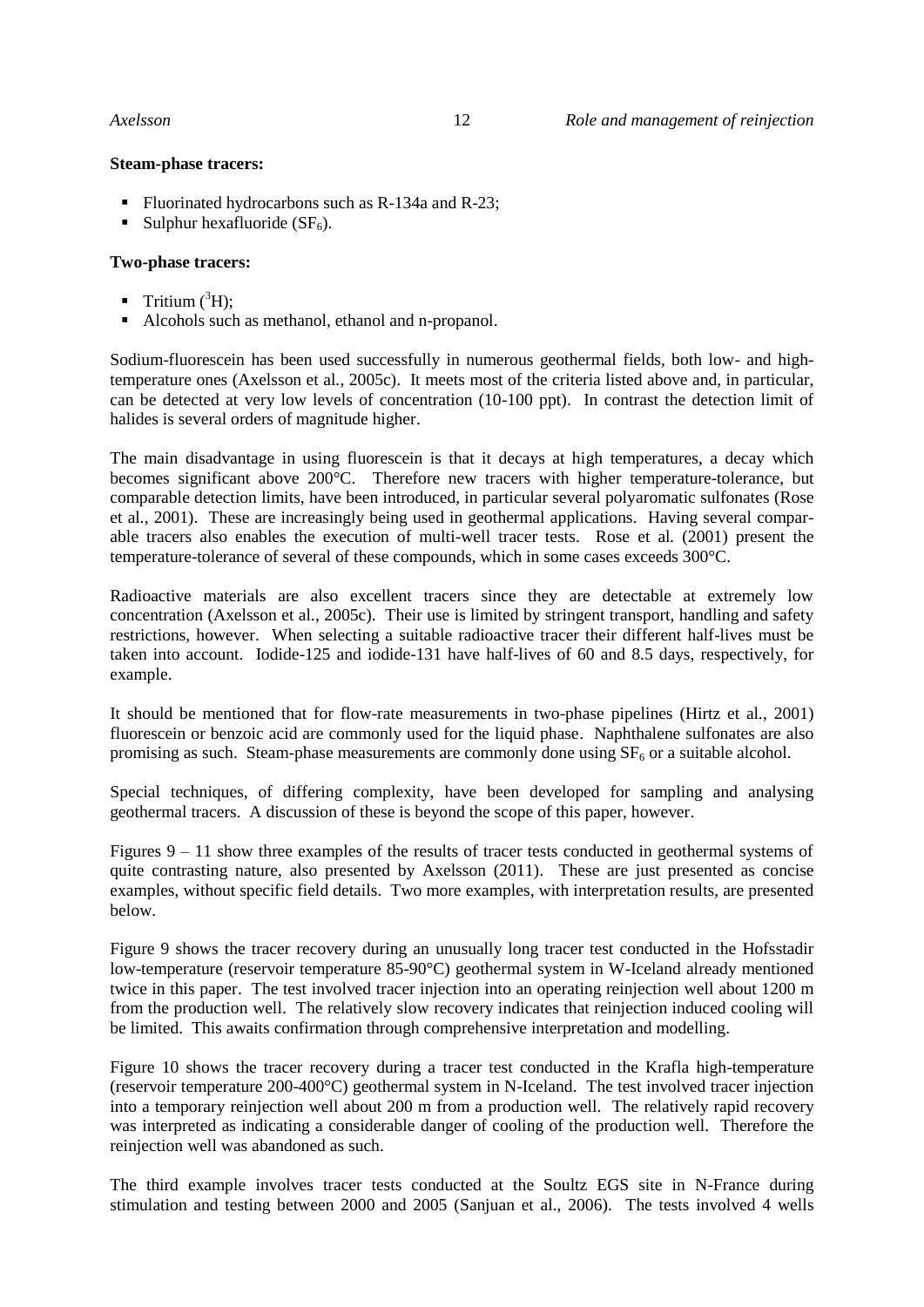**Steam-phase tracers:**

- Fluorinated hydrocarbons such as R-134a and R-23;
- Sulphur hexafluoride ($SF_6$).

**Two-phase tracers:**

- Tritium ($^3H$);
- Alcohols such as methanol, ethanol and n-propanol.

Sodium-fluorescein has been used successfully in numerous geothermal fields, both low- and high-temperature ones (Axelsson et al., 2005c). It meets most of the criteria listed above and, in particular, can be detected at very low levels of concentration (10-100 ppt). In contrast the detection limit of halides is several orders of magnitude higher.

The main disadvantage in using fluorescein is that it decays at high temperatures, a decay which becomes significant above 200°C. Therefore new tracers with higher temperature-tolerance, but comparable detection limits, have been introduced, in particular several polyaromatic sulfonates (Rose et al., 2001). These are increasingly being used in geothermal applications. Having several comparable tracers also enables the execution of multi-well tracer tests. Rose et al. (2001) present the temperature-tolerance of several of these compounds, which in some cases exceeds 300°C.

Radioactive materials are also excellent tracers since they are detectable at extremely low concentration (Axelsson et al., 2005c). Their use is limited by stringent transport, handling and safety restrictions, however. When selecting a suitable radioactive tracer their different half-lives must be taken into account. Iodide-125 and iodide-131 have half-lives of 60 and 8.5 days, respectively, for example.

It should be mentioned that for flow-rate measurements in two-phase pipelines (Hirtz et al., 2001) fluorescein or benzoic acid are commonly used for the liquid phase. Naphthalene sulfonates are also promising as such. Steam-phase measurements are commonly done using $SF_6$ or a suitable alcohol.

Special techniques, of differing complexity, have been developed for sampling and analysing geothermal tracers. A discussion of these is beyond the scope of this paper, however.

Figures 9 – 11 show three examples of the results of tracer tests conducted in geothermal systems of quite contrasting nature, also presented by Axelsson (2011). These are just presented as concise examples, without specific field details. Two more examples, with interpretation results, are presented below.

Figure 9 shows the tracer recovery during an unusually long tracer test conducted in the Hofsstadir low-temperature (reservoir temperature 85-90°C) geothermal system in W-Iceland already mentioned twice in this paper. The test involved tracer injection into an operating reinjection well about 1200 m from the production well. The relatively slow recovery indicates that reinjection induced cooling will be limited. This awaits confirmation through comprehensive interpretation and modelling.

Figure 10 shows the tracer recovery during a tracer test conducted in the Krafla high-temperature (reservoir temperature 200-400°C) geothermal system in N-Iceland. The test involved tracer injection into a temporary reinjection well about 200 m from a production well. The relatively rapid recovery was interpreted as indicating a considerable danger of cooling of the production well. Therefore the reinjection well was abandoned as such.

The third example involves tracer tests conducted at the Soultz EGS site in N-France during stimulation and testing between 2000 and 2005 (Sanjuan et al., 2006). The tests involved 4 wells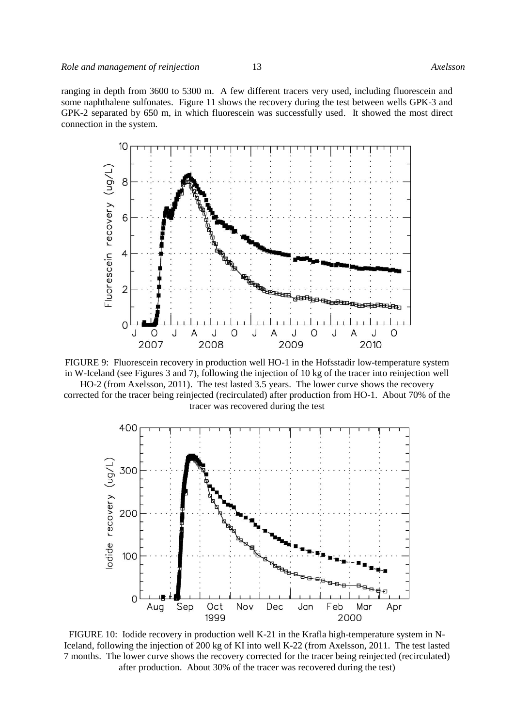ranging in depth from 3600 to 5300 m. A few different tracers very used, including fluorescein and some naphthalene sulfonates. Figure 11 shows the recovery during the test between wells GPK-3 and GPK-2 separated by 650 m, in which fluorescein was successfully used. It showed the most direct connection in the system.

FIGURE 9: Fluorescein recovery in production well HO-1 in the Hofsstadir low-temperature system in W-Iceland (see Figures 3 and 7), following the injection of 10 kg of the tracer into reinjection well HO-2 (from Axelsson, 2011). The test lasted 3.5 years. The lower curve shows the recovery corrected for the tracer being reinjected (recirculated) after production from HO-1. About 70% of the tracer was recovered during the test

FIGURE 10: Iodide recovery in production well K-21 in the Krafla high-temperature system in N-Iceland, following the injection of 200 kg of KI into well K-22 (from Axelsson, 2011. The test lasted 7 months. The lower curve shows the recovery corrected for the tracer being reinjected (recirculated) after production. About 30% of the tracer was recovered during the test)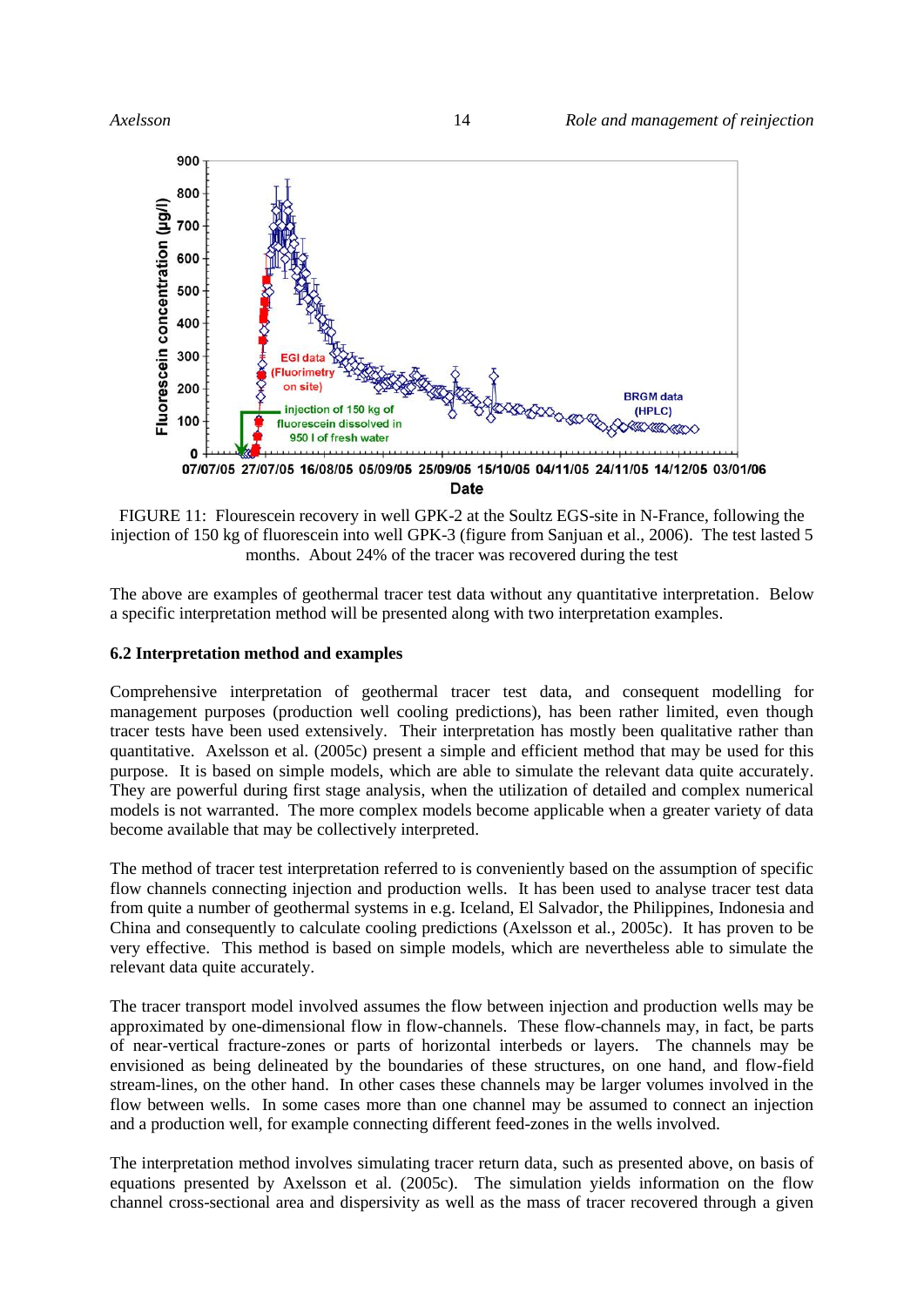FIGURE 11: Flourescein recovery in well GPK-2 at the Soultz EGS-site in N-France, following the injection of 150 kg of fluorescein into well GPK-3 (figure from Sanjuan et al., 2006). The test lasted 5 months. About 24% of the tracer was recovered during the test

The above are examples of geothermal tracer test data without any quantitative interpretation. Below a specific interpretation method will be presented along with two interpretation examples.

### 6.2 Interpretation method and examples

Comprehensive interpretation of geothermal tracer test data, and consequent modelling for management purposes (production well cooling predictions), has been rather limited, even though tracer tests have been used extensively. Their interpretation has mostly been qualitative rather than quantitative. Axelsson et al. (2005c) present a simple and efficient method that may be used for this purpose. It is based on simple models, which are able to simulate the relevant data quite accurately. They are powerful during first stage analysis, when the utilization of detailed and complex numerical models is not warranted. The more complex models become applicable when a greater variety of data become available that may be collectively interpreted.

The method of tracer test interpretation referred to is conveniently based on the assumption of specific flow channels connecting injection and production wells. It has been used to analyse tracer test data from quite a number of geothermal systems in e.g. Iceland, El Salvador, the Philippines, Indonesia and China and consequently to calculate cooling predictions (Axelsson et al., 2005c). It has proven to be very effective. This method is based on simple models, which are nevertheless able to simulate the relevant data quite accurately.

The tracer transport model involved assumes the flow between injection and production wells may be approximated by one-dimensional flow in flow-channels. These flow-channels may, in fact, be parts of near-vertical fracture-zones or parts of horizontal interbeds or layers. The channels may be envisioned as being delineated by the boundaries of these structures, on one hand, and flow-field stream-lines, on the other hand. In other cases these channels may be larger volumes involved in the flow between wells. In some cases more than one channel may be assumed to connect an injection and a production well, for example connecting different feed-zones in the wells involved.

The interpretation method involves simulating tracer return data, such as presented above, on basis of equations presented by Axelsson et al. (2005c). The simulation yields information on the flow channel cross-sectional area and dispersivity as well as the mass of tracer recovered through a given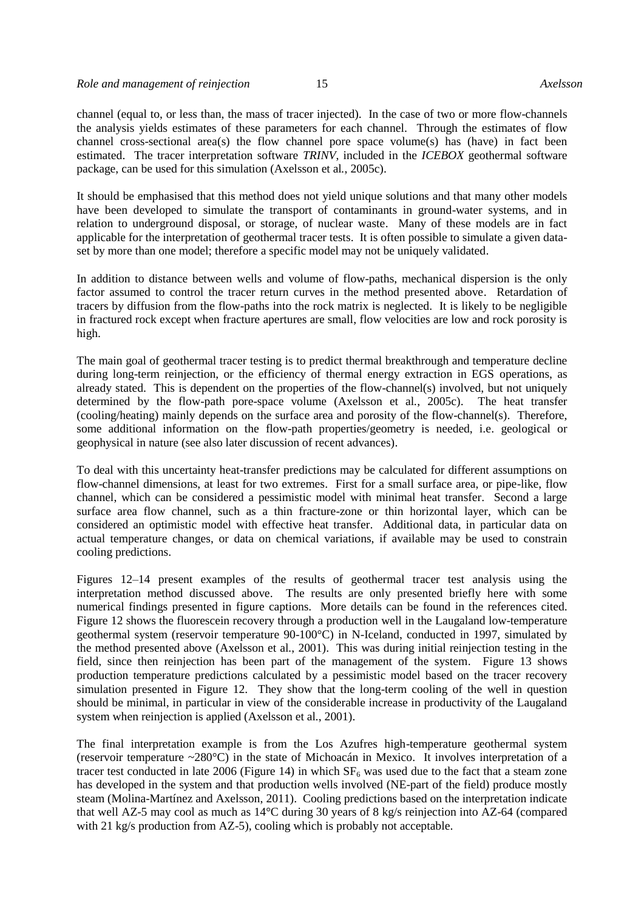channel (equal to, or less than, the mass of tracer injected). In the case of two or more flow-channels the analysis yields estimates of these parameters for each channel. Through the estimates of flow channel cross-sectional area(s) the flow channel pore space volume(s) has (have) in fact been estimated. The tracer interpretation software *TRINV*, included in the *ICEBOX* geothermal software package, can be used for this simulation (Axelsson et al., 2005c).

It should be emphasised that this method does not yield unique solutions and that many other models have been developed to simulate the transport of contaminants in ground-water systems, and in relation to underground disposal, or storage, of nuclear waste. Many of these models are in fact applicable for the interpretation of geothermal tracer tests. It is often possible to simulate a given data-set by more than one model; therefore a specific model may not be uniquely validated.

In addition to distance between wells and volume of flow-paths, mechanical dispersion is the only factor assumed to control the tracer return curves in the method presented above. Retardation of tracers by diffusion from the flow-paths into the rock matrix is neglected. It is likely to be negligible in fractured rock except when fracture apertures are small, flow velocities are low and rock porosity is high.

The main goal of geothermal tracer testing is to predict thermal breakthrough and temperature decline during long-term reinjection, or the efficiency of thermal energy extraction in EGS operations, as already stated. This is dependent on the properties of the flow-channel(s) involved, but not uniquely determined by the flow-path pore-space volume (Axelsson et al., 2005c). The heat transfer (cooling/heating) mainly depends on the surface area and porosity of the flow-channel(s). Therefore, some additional information on the flow-path properties/geometry is needed, i.e. geological or geophysical in nature (see also later discussion of recent advances).

To deal with this uncertainty heat-transfer predictions may be calculated for different assumptions on flow-channel dimensions, at least for two extremes. First for a small surface area, or pipe-like, flow channel, which can be considered a pessimistic model with minimal heat transfer. Second a large surface area flow channel, such as a thin fracture-zone or thin horizontal layer, which can be considered an optimistic model with effective heat transfer. Additional data, in particular data on actual temperature changes, or data on chemical variations, if available may be used to constrain cooling predictions.

Figures 12–14 present examples of the results of geothermal tracer test analysis using the interpretation method discussed above. The results are only presented briefly here with some numerical findings presented in figure captions. More details can be found in the references cited. Figure 12 shows the fluorescein recovery through a production well in the Laugaland low-temperature geothermal system (reservoir temperature 90-100°C) in N-Iceland, conducted in 1997, simulated by the method presented above (Axelsson et al., 2001). This was during initial reinjection testing in the field, since then reinjection has been part of the management of the system. Figure 13 shows production temperature predictions calculated by a pessimistic model based on the tracer recovery simulation presented in Figure 12. They show that the long-term cooling of the well in question should be minimal, in particular in view of the considerable increase in productivity of the Laugaland system when reinjection is applied (Axelsson et al., 2001).

The final interpretation example is from the Los Azufres high-temperature geothermal system (reservoir temperature ~280°C) in the state of Michoacán in Mexico. It involves interpretation of a tracer test conducted in late 2006 (Figure 14) in which $SF_6$ was used due to the fact that a steam zone has developed in the system and that production wells involved (NE-part of the field) produce mostly steam (Molina-Martínez and Axelsson, 2011). Cooling predictions based on the interpretation indicate that well AZ-5 may cool as much as 14°C during 30 years of 8 kg/s reinjection into AZ-64 (compared with 21 kg/s production from AZ-5), cooling which is probably not acceptable.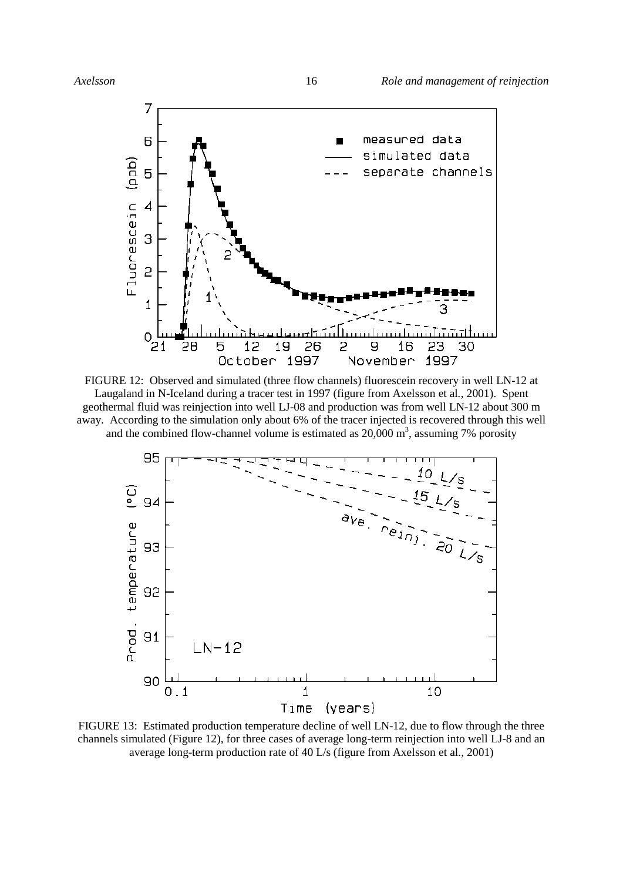FIGURE 12: Observed and simulated (three flow channels) fluorescein recovery in well LN-12 at Laugaland in N-Iceland during a tracer test in 1997 (figure from Axelsson et al., 2001). Spent geothermal fluid was reinjection into well LJ-08 and production was from well LN-12 about 300 m away. According to the simulation only about 6% of the tracer injected is recovered through this well and the combined flow-channel volume is estimated as 20,000 $m^3$, assuming 7% porosity

FIGURE 13: Estimated production temperature decline of well LN-12, due to flow through the three channels simulated (Figure 12), for three cases of average long-term reinjection into well LJ-8 and an average long-term production rate of 40 L/s (figure from Axelsson et al., 2001)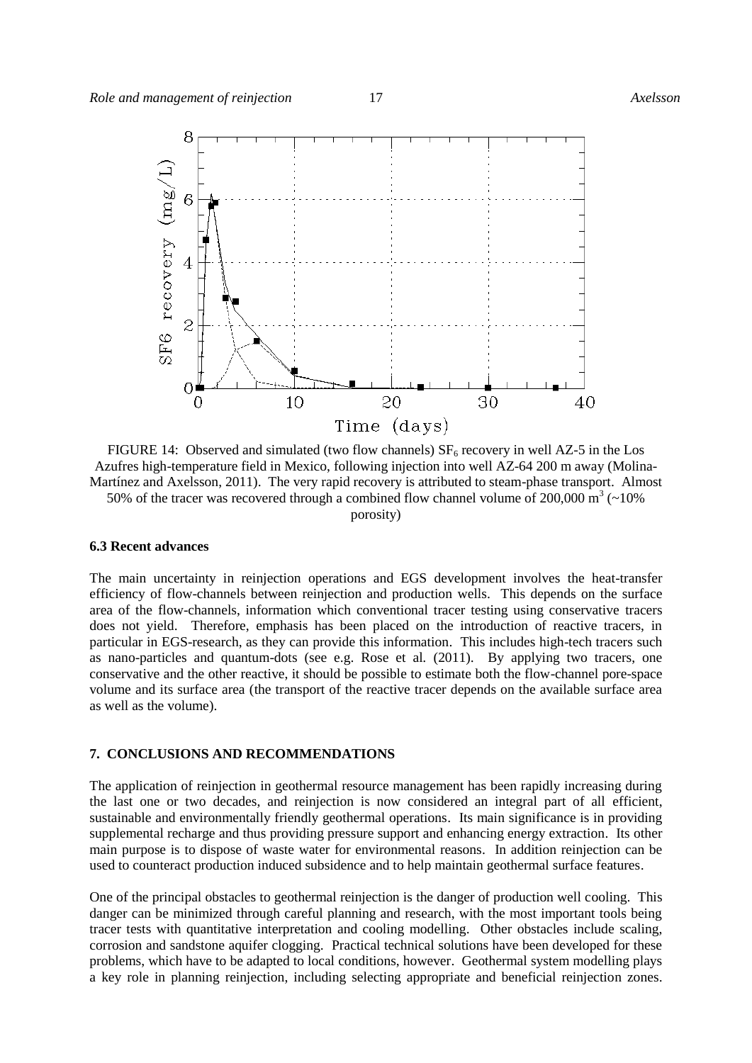FIGURE 14: Observed and simulated (two flow channels) $SF_6$ recovery in well AZ-5 in the Los Azufres high-temperature field in Mexico, following injection into well AZ-64 200 m away (Molina-Martínez and Axelsson, 2011). The very rapid recovery is attributed to steam-phase transport. Almost 50% of the tracer was recovered through a combined flow channel volume of 200,000 $m^3$ (~10% porosity)

### 6.3 Recent advances

The main uncertainty in reinjection operations and EGS development involves the heat-transfer efficiency of flow-channels between reinjection and production wells. This depends on the surface area of the flow-channels, information which conventional tracer testing using conservative tracers does not yield. Therefore, emphasis has been placed on the introduction of reactive tracers, in particular in EGS-research, as they can provide this information. This includes high-tech tracers such as nano-particles and quantum-dots (see e.g. Rose et al. (2011). By applying two tracers, one conservative and the other reactive, it should be possible to estimate both the flow-channel pore-space volume and its surface area (the transport of the reactive tracer depends on the available surface area as well as the volume).

## 7. CONCLUSIONS AND RECOMMENDATIONS

The application of reinjection in geothermal resource management has been rapidly increasing during the last one or two decades, and reinjection is now considered an integral part of all efficient, sustainable and environmentally friendly geothermal operations. Its main significance is in providing supplemental recharge and thus providing pressure support and enhancing energy extraction. Its other main purpose is to dispose of waste water for environmental reasons. In addition reinjection can be used to counteract production induced subsidence and to help maintain geothermal surface features.

One of the principal obstacles to geothermal reinjection is the danger of production well cooling. This danger can be minimized through careful planning and research, with the most important tools being tracer tests with quantitative interpretation and cooling modelling. Other obstacles include scaling, corrosion and sandstone aquifer clogging. Practical technical solutions have been developed for these problems, which have to be adapted to local conditions, however. Geothermal system modelling plays a key role in planning reinjection, including selecting appropriate and beneficial reinjection zones.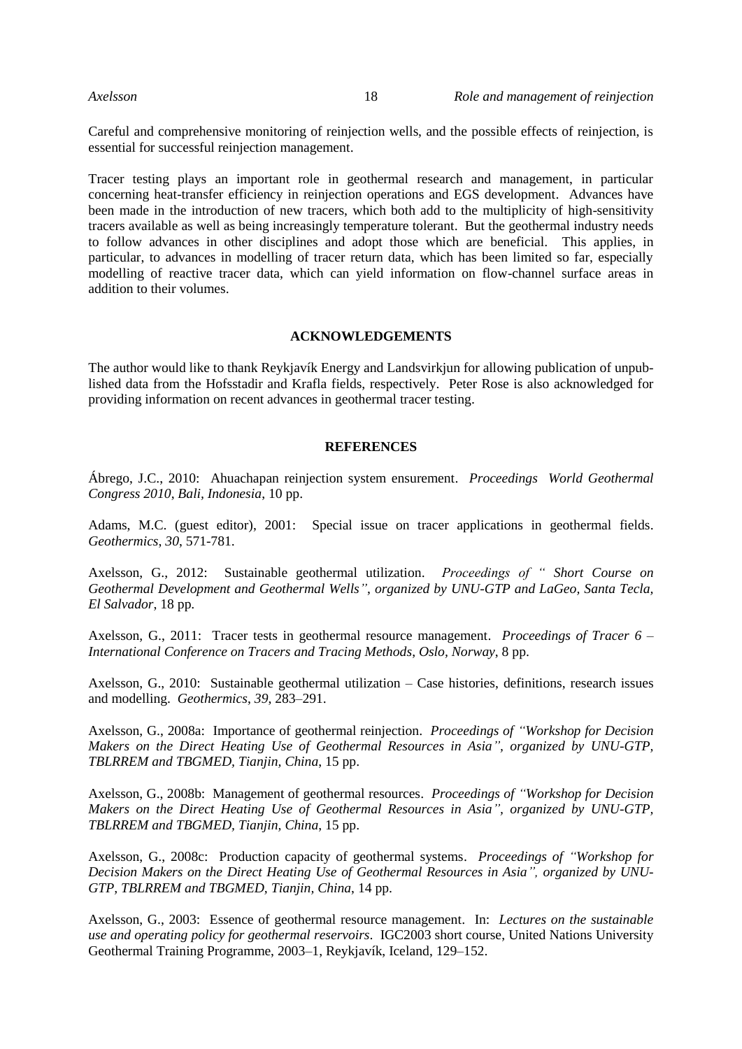Careful and comprehensive monitoring of reinjection wells, and the possible effects of reinjection, is essential for successful reinjection management.

Tracer testing plays an important role in geothermal research and management, in particular concerning heat-transfer efficiency in reinjection operations and EGS development. Advances have been made in the introduction of new tracers, which both add to the multiplicity of high-sensitivity tracers available as well as being increasingly temperature tolerant. But the geothermal industry needs to follow advances in other disciplines and adopt those which are beneficial. This applies, in particular, to advances in modelling of tracer return data, which has been limited so far, especially modelling of reactive tracer data, which can yield information on flow-channel surface areas in addition to their volumes.

## ACKNOWLEDGEMENTS

The author would like to thank Reykjavík Energy and Landsvirkjun for allowing publication of unpublished data from the Hofsstadir and Krafla fields, respectively. Peter Rose is also acknowledged for providing information on recent advances in geothermal tracer testing.

## REFERENCES

Ábrego, J.C., 2010: Ahuachapan reinjection system ensurement. *Proceedings World Geothermal Congress 2010, Bali, Indonesia*, 10 pp.

Adams, M.C. (guest editor), 2001: Special issue on tracer applications in geothermal fields. *Geothermics*, *30*, 571-781.

Axelsson, G., 2012: Sustainable geothermal utilization. *Proceedings of " Short Course on Geothermal Development and Geothermal Wells", organized by UNU-GTP and LaGeo, Santa Tecla, El Salvador*, 18 pp.

Axelsson, G., 2011: Tracer tests in geothermal resource management. *Proceedings of Tracer 6 – International Conference on Tracers and Tracing Methods*, *Oslo, Norway*, 8 pp.

Axelsson, G., 2010: Sustainable geothermal utilization – Case histories, definitions, research issues and modelling. *Geothermics*, *39*, 283–291.

Axelsson, G., 2008a: Importance of geothermal reinjection. *Proceedings of "Workshop for Decision Makers on the Direct Heating Use of Geothermal Resources in Asia", organized by UNU-GTP, TBLRREM and TBGMED, Tianjin, China*, 15 pp.

Axelsson, G., 2008b: Management of geothermal resources. *Proceedings of "Workshop for Decision Makers on the Direct Heating Use of Geothermal Resources in Asia", organized by UNU-GTP, TBLRREM and TBGMED, Tianjin, China*, 15 pp.

Axelsson, G., 2008c: Production capacity of geothermal systems. *Proceedings of "Workshop for Decision Makers on the Direct Heating Use of Geothermal Resources in Asia", organized by UNU-GTP, TBLRREM and TBGMED, Tianjin, China*, 14 pp.

Axelsson, G., 2003: Essence of geothermal resource management. In: *Lectures on the sustainable use and operating policy for geothermal reservoirs*. IGC2003 short course, United Nations University Geothermal Training Programme, 2003–1, Reykjavík, Iceland, 129–152.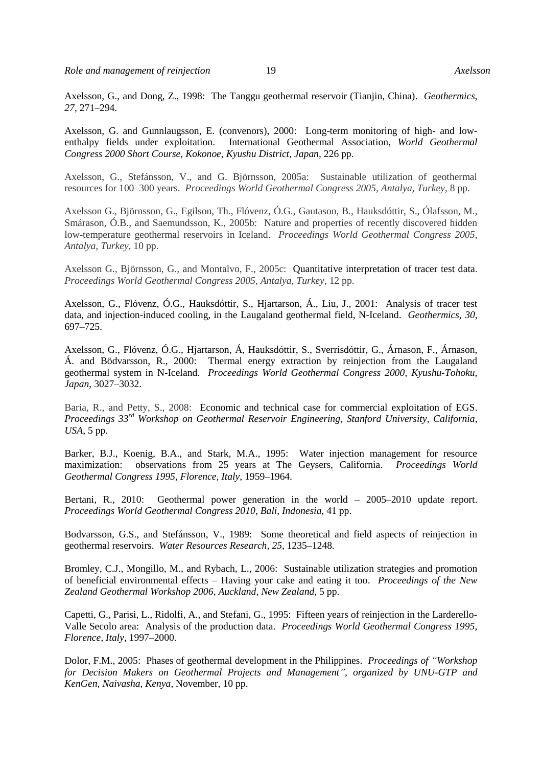Axelsson, G., and Dong, Z., 1998: The Tanggu geothermal reservoir (Tianjin, China). *Geothermics*, *27*, 271–294.

Axelsson, G. and Gunnlaugsson, E. (convenors), 2000: Long-term monitoring of high- and low-enthalpy fields under exploitation. International Geothermal Association, *World Geothermal Congress 2000 Short Course, Kokonoe, Kyushu District, Japan*, 226 pp.

Axelsson, G., Stefánsson, V., and G. Björnsson, 2005a: Sustainable utilization of geothermal resources for 100–300 years. *Proceedings World Geothermal Congress 2005, Antalya, Turkey*, 8 pp.

Axelsson G., Björnsson, G., Egilson, Th., Flóvenz, Ó.G., Gautason, B., Hauksdóttir, S., Ólafsson, M., Smárason, Ó.B., and Saemundsson, K., 2005b: Nature and properties of recently discovered hidden low-temperature geothermal reservoirs in Iceland. *Proceedings World Geothermal Congress 2005, Antalya, Turkey*, 10 pp.

Axelsson G., Björnsson, G., and Montalvo, F., 2005c: Quantitative interpretation of tracer test data. *Proceedings World Geothermal Congress 2005, Antalya, Turkey*, 12 pp.

Axelsson, G., Flóvenz, Ó.G., Hauksdóttir, S., Hjartarson, Á., Liu, J., 2001: Analysis of tracer test data, and injection-induced cooling, in the Laugaland geothermal field, N-Iceland. *Geothermics, 30*, 697–725.

Axelsson, G., Flóvenz, Ó.G., Hjartarson, Á, Hauksdóttir, S., Sverrisdóttir, G., Árnason, F., Árnason, Á. and Bödvarsson, R., 2000: Thermal energy extraction by reinjection from the Laugaland geothermal system in N-Iceland. *Proceedings World Geothermal Congress 2000, Kyushu-Tohoku, Japan*, 3027–3032.

Baria, R., and Petty, S., 2008: Economic and technical case for commercial exploitation of EGS. *Proceedings 33rd Workshop on Geothermal Reservoir Engineering, Stanford University, California, USA*, 5 pp.

Barker, B.J., Koenig, B.A., and Stark, M.A., 1995: Water injection management for resource maximization: observations from 25 years at The Geysers, California. *Proceedings World Geothermal Congress 1995, Florence, Italy*, 1959–1964.

Bertani, R., 2010: Geothermal power generation in the world – 2005–2010 update report. *Proceedings World Geothermal Congress 2010, Bali, Indonesia*, 41 pp.

Bodvarsson, G.S., and Stefánsson, V., 1989: Some theoretical and field aspects of reinjection in geothermal reservoirs. *Water Resources Research, 25*, 1235–1248.

Bromley, C.J., Mongillo, M., and Rybach, L., 2006: Sustainable utilization strategies and promotion of beneficial environmental effects – Having your cake and eating it too. *Proceedings of the New Zealand Geothermal Workshop 2006, Auckland, New Zealand*, 5 pp.

Capetti, G., Parisi, L., Ridolfi, A., and Stefani, G., 1995: Fifteen years of reinjection in the Larderello-Valle Secolo area: Analysis of the production data. *Proceedings World Geothermal Congress 1995, Florence, Italy*, 1997–2000.

Dolor, F.M., 2005: Phases of geothermal development in the Philippines. *Proceedings of "Workshop for Decision Makers on Geothermal Projects and Management", organized by UNU-GTP and KenGen, Naivasha, Kenya*, November, 10 pp.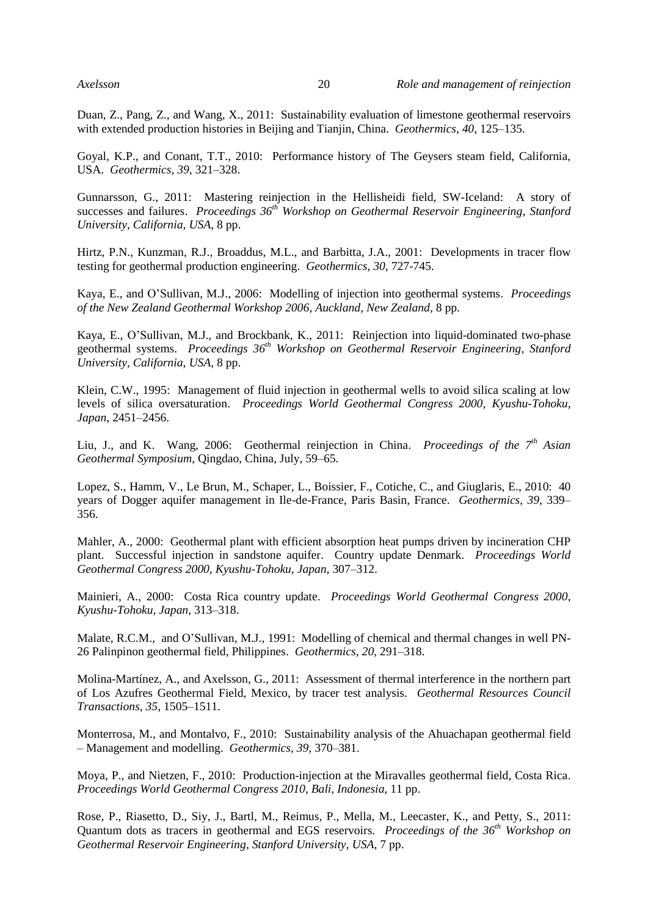Duan, Z., Pang, Z., and Wang, X., 2011: Sustainability evaluation of limestone geothermal reservoirs with extended production histories in Beijing and Tianjin, China. *Geothermics*, *40*, 125–135.

Goyal, K.P., and Conant, T.T., 2010: Performance history of The Geysers steam field, California, USA. *Geothermics*, *39*, 321–328.

Gunnarsson, G., 2011: Mastering reinjection in the Hellisheidi field, SW-Iceland: A story of successes and failures. *Proceedings 36th Workshop on Geothermal Reservoir Engineering, Stanford University, California, USA*, 8 pp.

Hirtz, P.N., Kunzman, R.J., Broaddus, M.L., and Barbitta, J.A., 2001: Developments in tracer flow testing for geothermal production engineering. *Geothermics*, *30*, 727-745.

Kaya, E., and O'Sullivan, M.J., 2006: Modelling of injection into geothermal systems. *Proceedings of the New Zealand Geothermal Workshop 2006, Auckland, New Zealand*, 8 pp.

Kaya, E., O'Sullivan, M.J., and Brockbank, K., 2011: Reinjection into liquid-dominated two-phase geothermal systems. *Proceedings 36th Workshop on Geothermal Reservoir Engineering, Stanford University, California, USA*, 8 pp.

Klein, C.W., 1995: Management of fluid injection in geothermal wells to avoid silica scaling at low levels of silica oversaturation. *Proceedings World Geothermal Congress 2000, Kyushu-Tohoku, Japan*, 2451–2456.

Liu, J., and K. Wang, 2006: Geothermal reinjection in China. *Proceedings of the 7th Asian Geothermal Symposium*, Qingdao, China, July, 59–65.

Lopez, S., Hamm, V., Le Brun, M., Schaper, L., Boissier, F., Cotiche, C., and Giuglaris, E., 2010: 40 years of Dogger aquifer management in Ile-de-France, Paris Basin, France. *Geothermics*, *39*, 339–356.

Mahler, A., 2000: Geothermal plant with efficient absorption heat pumps driven by incineration CHP plant. Successful injection in sandstone aquifer. Country update Denmark. *Proceedings World Geothermal Congress 2000, Kyushu-Tohoku, Japan*, 307–312.

Mainieri, A., 2000: Costa Rica country update. *Proceedings World Geothermal Congress 2000, Kyushu-Tohoku, Japan*, 313–318.

Malate, R.C.M., and O'Sullivan, M.J., 1991: Modelling of chemical and thermal changes in well PN-26 Palinpinon geothermal field, Philippines. *Geothermics*, *20*, 291–318.

Molina-Martínez, A., and Axelsson, G., 2011: Assessment of thermal interference in the northern part of Los Azufres Geothermal Field, Mexico, by tracer test analysis. *Geothermal Resources Council Transactions*, *35*, 1505–1511.

Monterrosa, M., and Montalvo, F., 2010: Sustainability analysis of the Ahuachapan geothermal field – Management and modelling. *Geothermics*, *39*, 370–381.

Moya, P., and Nietzen, F., 2010: Production-injection at the Miravalles geothermal field, Costa Rica. *Proceedings World Geothermal Congress 2010, Bali, Indonesia*, 11 pp.

Rose, P., Riasetto, D., Siy, J., Bartl, M., Reimus, P., Mella, M., Leecaster, K., and Petty, S., 2011: Quantum dots as tracers in geothermal and EGS reservoirs. *Proceedings of the 36th Workshop on Geothermal Reservoir Engineering, Stanford University, USA*, 7 pp.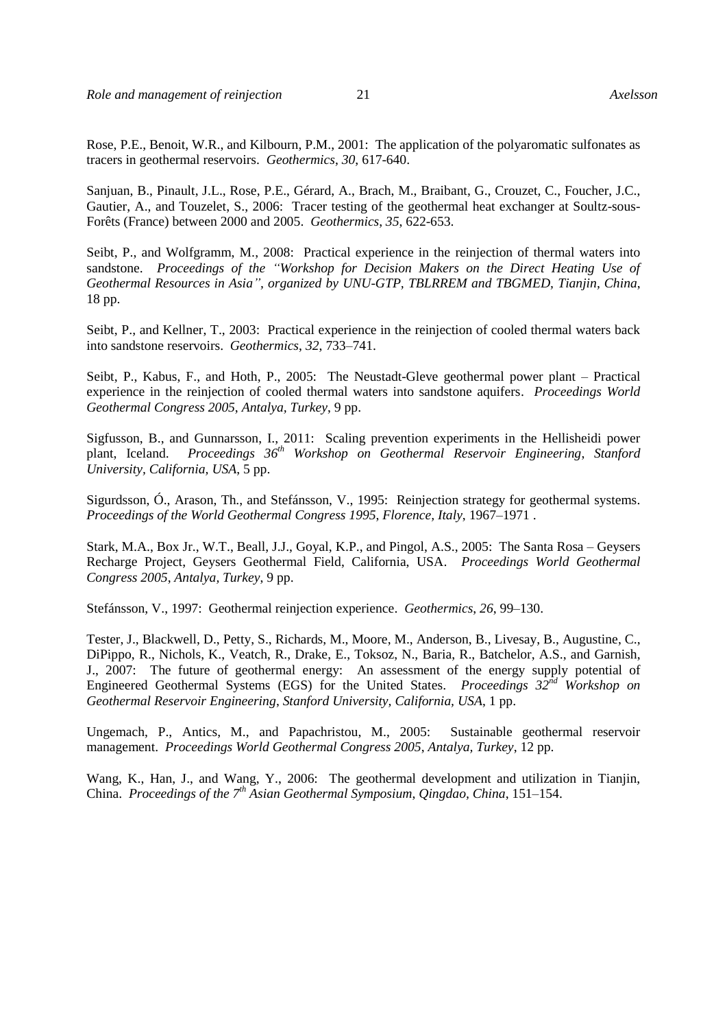Rose, P.E., Benoit, W.R., and Kilbourn, P.M., 2001: The application of the polyaromatic sulfonates as tracers in geothermal reservoirs. *Geothermics*, *30*, 617-640.

Sanjuan, B., Pinault, J.L., Rose, P.E., Gérard, A., Brach, M., Braibant, G., Crouzet, C., Foucher, J.C., Gautier, A., and Touzelet, S., 2006: Tracer testing of the geothermal heat exchanger at Soultz-sous-Forêts (France) between 2000 and 2005. *Geothermics*, *35*, 622-653.

Seibt, P., and Wolfgramm, M., 2008: Practical experience in the reinjection of thermal waters into sandstone. *Proceedings of the "Workshop for Decision Makers on the Direct Heating Use of Geothermal Resources in Asia", organized by UNU-GTP, TBLRREM and TBGMED, Tianjin, China*, 18 pp.

Seibt, P., and Kellner, T., 2003: Practical experience in the reinjection of cooled thermal waters back into sandstone reservoirs. *Geothermics*, *32*, 733–741.

Seibt, P., Kabus, F., and Hoth, P., 2005: The Neustadt-Gleve geothermal power plant – Practical experience in the reinjection of cooled thermal waters into sandstone aquifers. *Proceedings World Geothermal Congress 2005, Antalya, Turkey*, 9 pp.

Sigfusson, B., and Gunnarsson, I., 2011: Scaling prevention experiments in the Hellisheidi power plant, Iceland. *Proceedings 36th Workshop on Geothermal Reservoir Engineering, Stanford University, California, USA*, 5 pp.

Sigurdsson, Ó., Arason, Th., and Stefánsson, V., 1995: Reinjection strategy for geothermal systems. *Proceedings of the World Geothermal Congress 1995, Florence, Italy*, 1967–1971 .

Stark, M.A., Box Jr., W.T., Beall, J.J., Goyal, K.P., and Pingol, A.S., 2005: The Santa Rosa – Geysers Recharge Project, Geysers Geothermal Field, California, USA. *Proceedings World Geothermal Congress 2005, Antalya, Turkey*, 9 pp.

Stefánsson, V., 1997: Geothermal reinjection experience. *Geothermics*, *26*, 99–130.

Tester, J., Blackwell, D., Petty, S., Richards, M., Moore, M., Anderson, B., Livesay, B., Augustine, C., DiPippo, R., Nichols, K., Veatch, R., Drake, E., Toksoz, N., Baria, R., Batchelor, A.S., and Garnish, J., 2007: The future of geothermal energy: An assessment of the energy supply potential of Engineered Geothermal Systems (EGS) for the United States. *Proceedings 32nd Workshop on Geothermal Reservoir Engineering, Stanford University, California, USA*, 1 pp.

Ungemach, P., Antics, M., and Papachristou, M., 2005: Sustainable geothermal reservoir management. *Proceedings World Geothermal Congress 2005, Antalya, Turkey*, 12 pp.

Wang, K., Han, J., and Wang, Y., 2006: The geothermal development and utilization in Tianjin, China. *Proceedings of the 7th Asian Geothermal Symposium, Qingdao, China*, 151–154.